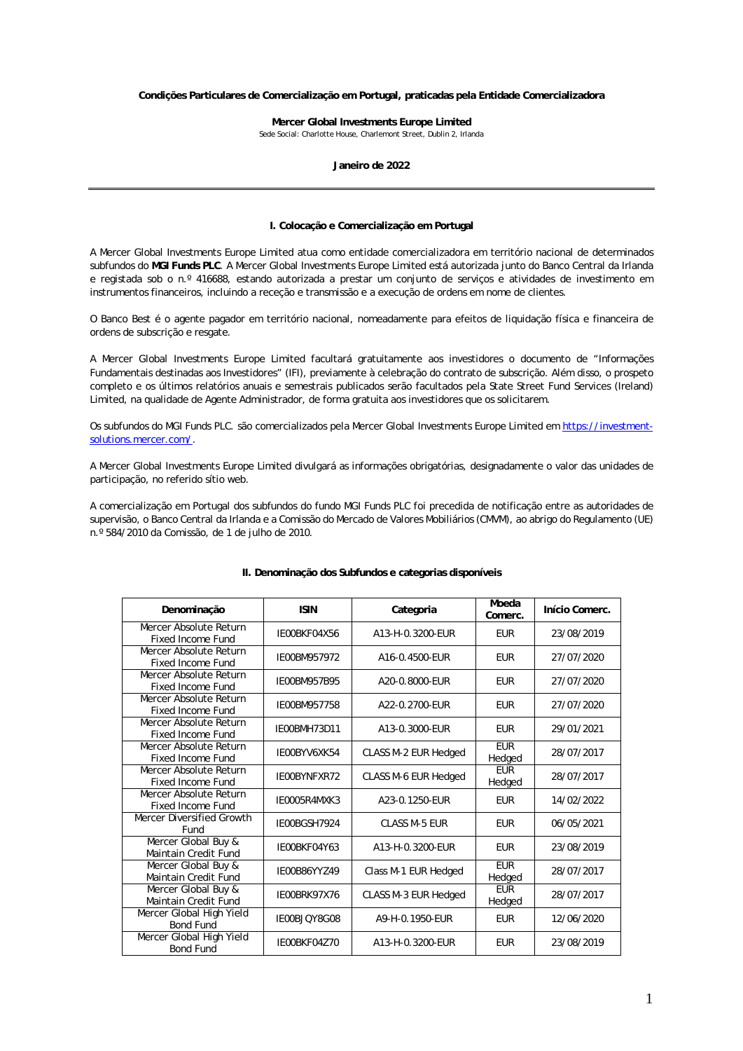**Condições Particulares de Comercialização em Portugal, praticadas pela Entidade Comercializadora**

**Mercer Global Investments Europe Limited**
Sede Social: Charlotte House, Charlemont Street, Dublin 2, Irlanda

**Janeiro de 2022**

---

## I. Colocação e Comercialização em Portugal

A Mercer Global Investments Europe Limited atua como entidade comercializadora em território nacional de determinados subfundos do **MGI Funds PLC**. A Mercer Global Investments Europe Limited está autorizada junto do Banco Central da Irlanda e registada sob o n.º 416688, estando autorizada a prestar um conjunto de serviços e atividades de investimento em instrumentos financeiros, incluindo a receção e transmissão e a execução de ordens em nome de clientes.

O Banco Best é o agente pagador em território nacional, nomeadamente para efeitos de liquidação física e financeira de ordens de subscrição e resgate.

A Mercer Global Investments Europe Limited facultará gratuitamente aos investidores o documento de "Informações Fundamentais destinadas aos Investidores" (IFI), previamente à celebração do contrato de subscrição. Além disso, o prospeto completo e os últimos relatórios anuais e semestrais publicados serão facultados pela State Street Fund Services (Ireland) Limited, na qualidade de Agente Administrador, de forma gratuita aos investidores que os solicitarem.

Os subfundos do MGI Funds PLC. são comercializados pela Mercer Global Investments Europe Limited em https://investment-solutions.mercer.com/.

A Mercer Global Investments Europe Limited divulgará as informações obrigatórias, designadamente o valor das unidades de participação, no referido sítio web.

A comercialização em Portugal dos subfundos do fundo MGI Funds PLC foi precedida de notificação entre as autoridades de supervisão, o Banco Central da Irlanda e a Comissão do Mercado de Valores Mobiliários (CMVM), ao abrigo do Regulamento (UE) n.º 584/2010 da Comissão, de 1 de julho de 2010.

## II. Denominação dos Subfundos e categorias disponíveis

| Denominação | ISIN | Categoria | Moeda Comerc. | Início Comerc. |
|---|---|---|---|---|
| Mercer Absolute Return Fixed Income Fund | IE00BKF04X56 | A13-H-0.3200-EUR | EUR | 23/08/2019 |
| Mercer Absolute Return Fixed Income Fund | IE00BM957972 | A16-0.4500-EUR | EUR | 27/07/2020 |
| Mercer Absolute Return Fixed Income Fund | IE00BM957B95 | A20-0.8000-EUR | EUR | 27/07/2020 |
| Mercer Absolute Return Fixed Income Fund | IE00BM957758 | A22-0.2700-EUR | EUR | 27/07/2020 |
| Mercer Absolute Return Fixed Income Fund | IE00BMH73D11 | A13-0.3000-EUR | EUR | 29/01/2021 |
| Mercer Absolute Return Fixed Income Fund | IE00BYV6XK54 | CLASS M-2 EUR Hedged | EUR Hedged | 28/07/2017 |
| Mercer Absolute Return Fixed Income Fund | IE00BYNFXR72 | CLASS M-6 EUR Hedged | EUR Hedged | 28/07/2017 |
| Mercer Absolute Return Fixed Income Fund | IE0005R4MXK3 | A23-0.1250-EUR | EUR | 14/02/2022 |
| Mercer Diversified Growth Fund | IE00BGSH7924 | CLASS M-5 EUR | EUR | 06/05/2021 |
| Mercer Global Buy & Maintain Credit Fund | IE00BKF04Y63 | A13-H-0.3200-EUR | EUR | 23/08/2019 |
| Mercer Global Buy & Maintain Credit Fund | IE00B86YYZ49 | Class M-1 EUR Hedged | EUR Hedged | 28/07/2017 |
| Mercer Global Buy & Maintain Credit Fund | IE00BRK97X76 | CLASS M-3 EUR Hedged | EUR Hedged | 28/07/2017 |
| Mercer Global High Yield Bond Fund | IE00BJQY8G08 | A9-H-0.1950-EUR | EUR | 12/06/2020 |
| Mercer Global High Yield Bond Fund | IE00BKF04Z70 | A13-H-0.3200-EUR | EUR | 23/08/2019 |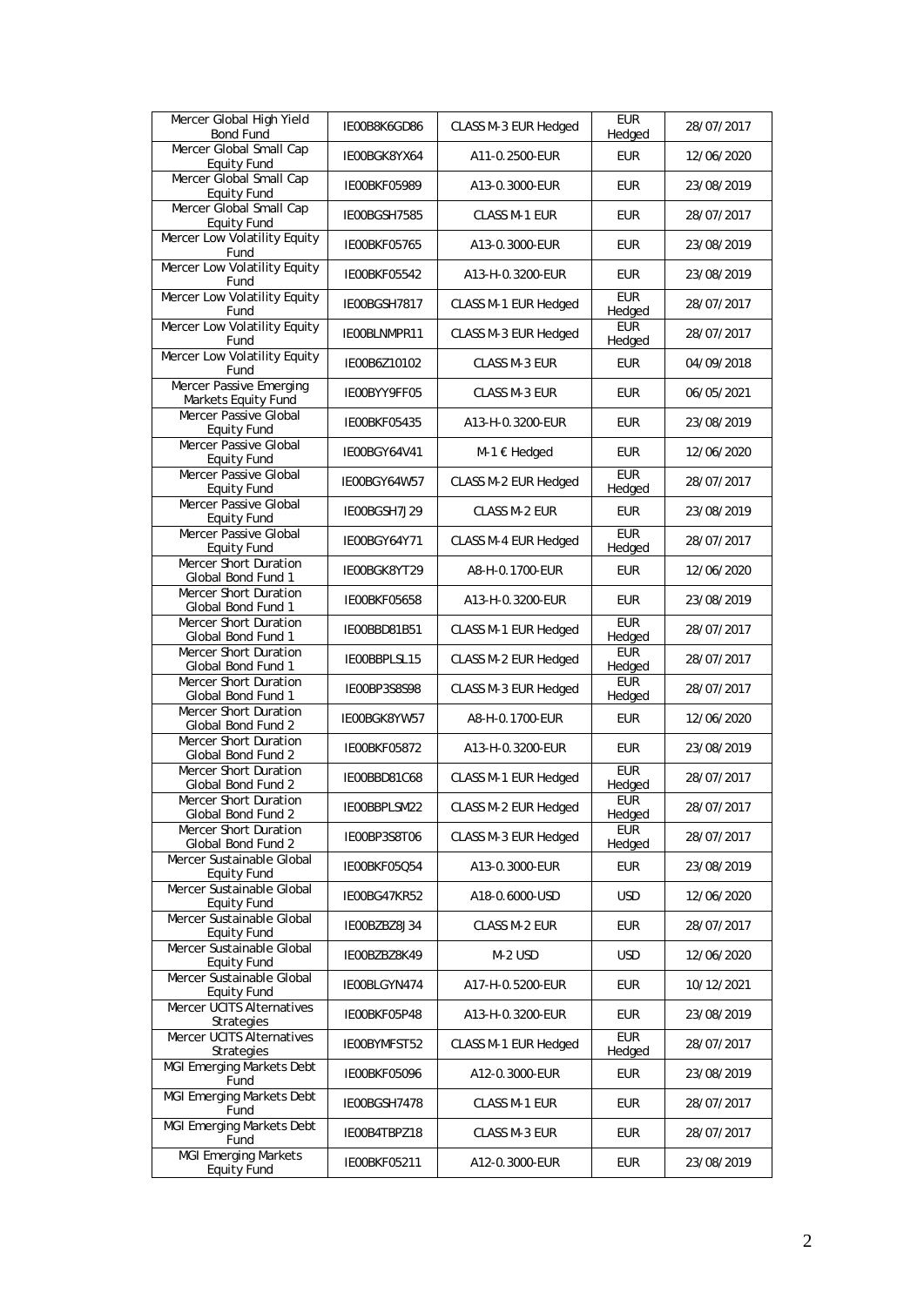| Mercer Global High Yield Bond Fund | IE00B8K6GD86 | CLASS M-3 EUR Hedged | EUR Hedged | 28/07/2017 |
|---|---|---|---|---|
| Mercer Global Small Cap Equity Fund | IE00BGK8YX64 | A11-0.2500-EUR | EUR | 12/06/2020 |
| Mercer Global Small Cap Equity Fund | IE00BKF05989 | A13-0.3000-EUR | EUR | 23/08/2019 |
| Mercer Global Small Cap Equity Fund | IE00BGSH7585 | CLASS M-1 EUR | EUR | 28/07/2017 |
| Mercer Low Volatility Equity Fund | IE00BKF05765 | A13-0.3000-EUR | EUR | 23/08/2019 |
| Mercer Low Volatility Equity Fund | IE00BKF05542 | A13-H-0.3200-EUR | EUR | 23/08/2019 |
| Mercer Low Volatility Equity Fund | IE00BGSH7817 | CLASS M-1 EUR Hedged | EUR Hedged | 28/07/2017 |
| Mercer Low Volatility Equity Fund | IE00BLNMPR11 | CLASS M-3 EUR Hedged | EUR Hedged | 28/07/2017 |
| Mercer Low Volatility Equity Fund | IE00B6Z10102 | CLASS M-3 EUR | EUR | 04/09/2018 |
| Mercer Passive Emerging Markets Equity Fund | IE00BYY9FF05 | CLASS M-3 EUR | EUR | 06/05/2021 |
| Mercer Passive Global Equity Fund | IE00BKF05435 | A13-H-0.3200-EUR | EUR | 23/08/2019 |
| Mercer Passive Global Equity Fund | IE00BGY64V41 | M-1 € Hedged | EUR | 12/06/2020 |
| Mercer Passive Global Equity Fund | IE00BGY64W57 | CLASS M-2 EUR Hedged | EUR Hedged | 28/07/2017 |
| Mercer Passive Global Equity Fund | IE00BGSH7J29 | CLASS M-2 EUR | EUR | 23/08/2019 |
| Mercer Passive Global Equity Fund | IE00BGY64Y71 | CLASS M-4 EUR Hedged | EUR Hedged | 28/07/2017 |
| Mercer Short Duration Global Bond Fund 1 | IE00BGK8YT29 | A8-H-0.1700-EUR | EUR | 12/06/2020 |
| Mercer Short Duration Global Bond Fund 1 | IE00BKF05658 | A13-H-0.3200-EUR | EUR | 23/08/2019 |
| Mercer Short Duration Global Bond Fund 1 | IE00BBD81B51 | CLASS M-1 EUR Hedged | EUR Hedged | 28/07/2017 |
| Mercer Short Duration Global Bond Fund 1 | IE00BBPLSL15 | CLASS M-2 EUR Hedged | EUR Hedged | 28/07/2017 |
| Mercer Short Duration Global Bond Fund 1 | IE00BP3S8S98 | CLASS M-3 EUR Hedged | EUR Hedged | 28/07/2017 |
| Mercer Short Duration Global Bond Fund 2 | IE00BGK8YW57 | A8-H-0.1700-EUR | EUR | 12/06/2020 |
| Mercer Short Duration Global Bond Fund 2 | IE00BKF05872 | A13-H-0.3200-EUR | EUR | 23/08/2019 |
| Mercer Short Duration Global Bond Fund 2 | IE00BBD81C68 | CLASS M-1 EUR Hedged | EUR Hedged | 28/07/2017 |
| Mercer Short Duration Global Bond Fund 2 | IE00BBPLSM22 | CLASS M-2 EUR Hedged | EUR Hedged | 28/07/2017 |
| Mercer Short Duration Global Bond Fund 2 | IE00BP3S8T06 | CLASS M-3 EUR Hedged | EUR Hedged | 28/07/2017 |
| Mercer Sustainable Global Equity Fund | IE00BKF05Q54 | A13-0.3000-EUR | EUR | 23/08/2019 |
| Mercer Sustainable Global Equity Fund | IE00BG47KR52 | A18-0.6000-USD | USD | 12/06/2020 |
| Mercer Sustainable Global Equity Fund | IE00BZBZ8J34 | CLASS M-2 EUR | EUR | 28/07/2017 |
| Mercer Sustainable Global Equity Fund | IE00BZBZ8K49 | M-2 USD | USD | 12/06/2020 |
| Mercer Sustainable Global Equity Fund | IE00BLGYN474 | A17-H-0.5200-EUR | EUR | 10/12/2021 |
| Mercer UCITS Alternatives Strategies | IE00BKF05P48 | A13-H-0.3200-EUR | EUR | 23/08/2019 |
| Mercer UCITS Alternatives Strategies | IE00BYMFST52 | CLASS M-1 EUR Hedged | EUR Hedged | 28/07/2017 |
| MGI Emerging Markets Debt Fund | IE00BKF05096 | A12-0.3000-EUR | EUR | 23/08/2019 |
| MGI Emerging Markets Debt Fund | IE00BGSH7478 | CLASS M-1 EUR | EUR | 28/07/2017 |
| MGI Emerging Markets Debt Fund | IE00B4TBPZ18 | CLASS M-3 EUR | EUR | 28/07/2017 |
| MGI Emerging Markets Equity Fund | IE00BKF05211 | A12-0.3000-EUR | EUR | 23/08/2019 |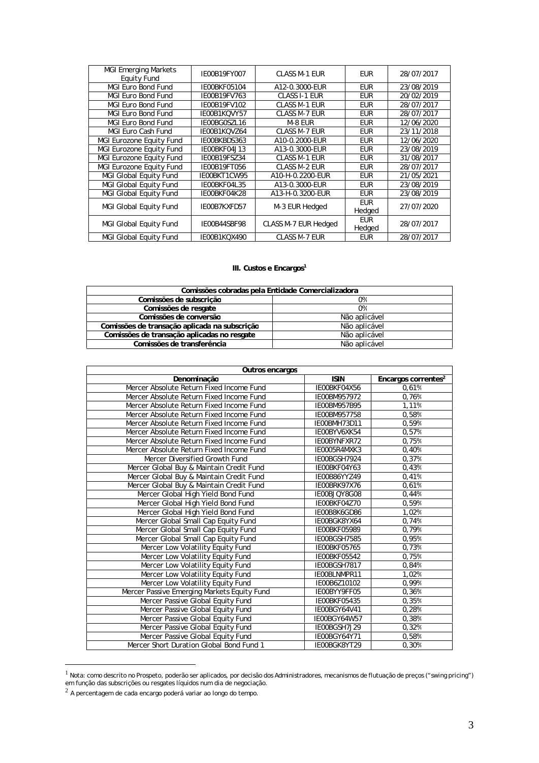| MGI Emerging Markets Equity Fund | IE00B19FY007 | CLASS M-1 EUR | EUR | 28/07/2017 |
|---|---|---|---|---|
| MGI Euro Bond Fund | IE00BKF05104 | A12-0.3000-EUR | EUR | 23/08/2019 |
| MGI Euro Bond Fund | IE00B19FV763 | CLASS I-1 EUR | EUR | 20/02/2019 |
| MGI Euro Bond Fund | IE00B19FV102 | CLASS M-1 EUR | EUR | 28/07/2017 |
| MGI Euro Bond Fund | IE00B1KQVY57 | CLASS M-7 EUR | EUR | 28/07/2017 |
| MGI Euro Bond Fund | IE00BG0SZL16 | M-8 EUR | EUR | 12/06/2020 |
| MGI Euro Cash Fund | IE00B1KQVZ64 | CLASS M-7 EUR | EUR | 23/11/2018 |
| MGI Eurozone Equity Fund | IE00BKBDS363 | A10-0.2000-EUR | EUR | 12/06/2020 |
| MGI Eurozone Equity Fund | IE00BKF04J13 | A13-0.3000-EUR | EUR | 23/08/2019 |
| MGI Eurozone Equity Fund | IE00B19FSZ34 | CLASS M-1 EUR | EUR | 31/08/2017 |
| MGI Eurozone Equity Fund | IE00B19FT056 | CLASS M-2 EUR | EUR | 28/07/2017 |
| MGI Global Equity Fund | IE00BKT1CW95 | A10-H-0.2200-EUR | EUR | 21/05/2021 |
| MGI Global Equity Fund | IE00BKF04L35 | A13-0.3000-EUR | EUR | 23/08/2019 |
| MGI Global Equity Fund | IE00BKF04K28 | A13-H-0.3200-EUR | EUR | 23/08/2019 |
| MGI Global Equity Fund | IE00B7KXFD57 | M-3 EUR Hedged | EUR Hedged | 27/07/2020 |
| MGI Global Equity Fund | IE00B44SBF98 | CLASS M-7 EUR Hedged | EUR Hedged | 28/07/2017 |
| MGI Global Equity Fund | IE00B1KQX490 | CLASS M-7 EUR | EUR | 28/07/2017 |

### III. Custos e Encargos[1]

| Comissões cobradas pela Entidade Comercializadora | |
|---|---|
| **Comissões de subscrição** | 0% |
| **Comissões de resgate** | 0% |
| **Comissões de conversão** | Não aplicável |
| **Comissões de transação aplicada na subscrição** | Não aplicável |
| **Comissões de transação aplicadas no resgate** | Não aplicável |
| **Comissões de transferência** | Não aplicável |

| Outros encargos | | |
|---|---|---|
| **Denominação** | **ISIN** | **Encargos correntes[2]** |
| Mercer Absolute Return Fixed Income Fund | IE00BKF04X56 | 0,61% |
| Mercer Absolute Return Fixed Income Fund | IE00BM957972 | 0,76% |
| Mercer Absolute Return Fixed Income Fund | IE00BM957B95 | 1,11% |
| Mercer Absolute Return Fixed Income Fund | IE00BM957758 | 0,58% |
| Mercer Absolute Return Fixed Income Fund | IE00BMH73D11 | 0,59% |
| Mercer Absolute Return Fixed Income Fund | IE00BYV6XK54 | 0,57% |
| Mercer Absolute Return Fixed Income Fund | IE00BYNFXR72 | 0,75% |
| Mercer Absolute Return Fixed Income Fund | IE0005R4MXK3 | 0,40% |
| Mercer Diversified Growth Fund | IE00BGSH7924 | 0,37% |
| Mercer Global Buy & Maintain Credit Fund | IE00BKF04Y63 | 0,43% |
| Mercer Global Buy & Maintain Credit Fund | IE00B86YYZ49 | 0,41% |
| Mercer Global Buy & Maintain Credit Fund | IE00BRK97X76 | 0,61% |
| Mercer Global High Yield Bond Fund | IE00BJQY8G08 | 0,44% |
| Mercer Global High Yield Bond Fund | IE00BKF04Z70 | 0,59% |
| Mercer Global High Yield Bond Fund | IE00B8K6GD86 | 1,02% |
| Mercer Global Small Cap Equity Fund | IE00BGK8YX64 | 0,74% |
| Mercer Global Small Cap Equity Fund | IE00BKF05989 | 0,79% |
| Mercer Global Small Cap Equity Fund | IE00BGSH7585 | 0,95% |
| Mercer Low Volatility Equity Fund | IE00BKF05765 | 0,73% |
| Mercer Low Volatility Equity Fund | IE00BKF05542 | 0,75% |
| Mercer Low Volatility Equity Fund | IE00BGSH7817 | 0,84% |
| Mercer Low Volatility Equity Fund | IE00BLNMPR11 | 1,02% |
| Mercer Low Volatility Equity Fund | IE00B6Z10102 | 0,99% |
| Mercer Passive Emerging Markets Equity Fund | IE00BYY9FF05 | 0,36% |
| Mercer Passive Global Equity Fund | IE00BKF05435 | 0,35% |
| Mercer Passive Global Equity Fund | IE00BGY64V41 | 0,28% |
| Mercer Passive Global Equity Fund | IE00BGY64W57 | 0,38% |
| Mercer Passive Global Equity Fund | IE00BGSH7J29 | 0,32% |
| Mercer Passive Global Equity Fund | IE00BGY64Y71 | 0,58% |
| Mercer Short Duration Global Bond Fund 1 | IE00BGK8YT29 | 0,30% |

[1] Nota: como descrito no Prospeto, poderão ser aplicados, por decisão dos Administradores, mecanismos de flutuação de preços ("swing pricing") em função das subscrições ou resgates líquidos num dia de negociação.

[2] A percentagem de cada encargo poderá variar ao longo do tempo.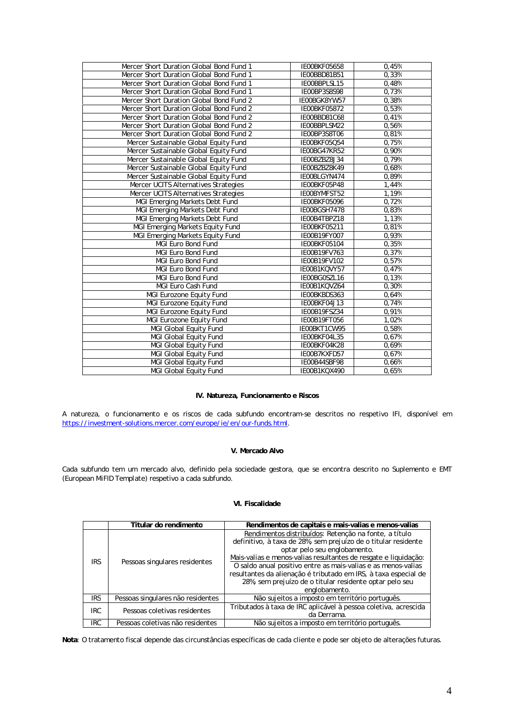| | | |
|---|---|---|
| Mercer Short Duration Global Bond Fund 1 | IE00BKF05658 | 0,45% |
| Mercer Short Duration Global Bond Fund 1 | IE00BBD81B51 | 0,33% |
| Mercer Short Duration Global Bond Fund 1 | IE00BBPLSL15 | 0,48% |
| Mercer Short Duration Global Bond Fund 1 | IE00BP3S8S98 | 0,73% |
| Mercer Short Duration Global Bond Fund 2 | IE00BGK8YW57 | 0,38% |
| Mercer Short Duration Global Bond Fund 2 | IE00BKF05872 | 0,53% |
| Mercer Short Duration Global Bond Fund 2 | IE00BBD81C68 | 0,41% |
| Mercer Short Duration Global Bond Fund 2 | IE00BBPLSM22 | 0,56% |
| Mercer Short Duration Global Bond Fund 2 | IE00BP3S8T06 | 0,81% |
| Mercer Sustainable Global Equity Fund | IE00BKF05Q54 | 0,75% |
| Mercer Sustainable Global Equity Fund | IE00BG47KR52 | 0,90% |
| Mercer Sustainable Global Equity Fund | IE00BZBZ8J34 | 0,79% |
| Mercer Sustainable Global Equity Fund | IE00BZBZ8K49 | 0,68% |
| Mercer Sustainable Global Equity Fund | IE00BLGYN474 | 0,89% |
| Mercer UCITS Alternatives Strategies | IE00BKF05P48 | 1,44% |
| Mercer UCITS Alternatives Strategies | IE00BYMFST52 | 1,19% |
| MGI Emerging Markets Debt Fund | IE00BKF05096 | 0,72% |
| MGI Emerging Markets Debt Fund | IE00BGSH7478 | 0,83% |
| MGI Emerging Markets Debt Fund | IE00B4TBPZ18 | 1,13% |
| MGI Emerging Markets Equity Fund | IE00BKF05211 | 0,81% |
| MGI Emerging Markets Equity Fund | IE00B19FY007 | 0,93% |
| MGI Euro Bond Fund | IE00BKF05104 | 0,35% |
| MGI Euro Bond Fund | IE00B19FV763 | 0,37% |
| MGI Euro Bond Fund | IE00B19FV102 | 0,57% |
| MGI Euro Bond Fund | IE00B1KQVY57 | 0,47% |
| MGI Euro Bond Fund | IE00BG0SZL16 | 0,13% |
| MGI Euro Cash Fund | IE00B1KQVZ64 | 0,30% |
| MGI Eurozone Equity Fund | IE00BKBDS363 | 0,64% |
| MGI Eurozone Equity Fund | IE00BKF04J13 | 0,74% |
| MGI Eurozone Equity Fund | IE00B19FSZ34 | 0,91% |
| MGI Eurozone Equity Fund | IE00B19FT056 | 1,02% |
| MGI Global Equity Fund | IE00BKT1CW95 | 0,58% |
| MGI Global Equity Fund | IE00BKF04L35 | 0,67% |
| MGI Global Equity Fund | IE00BKF04K28 | 0,69% |
| MGI Global Equity Fund | IE00B7KXFD57 | 0,67% |
| MGI Global Equity Fund | IE00B44SBF98 | 0,66% |
| MGI Global Equity Fund | IE00B1KQX490 | 0,65% |

## IV. Natureza, Funcionamento e Riscos

A natureza, o funcionamento e os riscos de cada subfundo encontram-se descritos no respetivo IFI, disponível em https://investment-solutions.mercer.com/europe/ie/en/our-funds.html.

## V. Mercado Alvo

Cada subfundo tem um mercado alvo, definido pela sociedade gestora, que se encontra descrito no Suplemento e EMT (European MiFID Template) respetivo a cada subfundo.

## VI. Fiscalidade

| | Titular do rendimento | Rendimentos de capitais e mais-valias e menos-valias |
|---|---|---|
| IRS | Pessoas singulares residentes | Rendimentos distribuídos: Retenção na fonte, a título definitivo, à taxa de 28%, sem prejuízo de o titular residente optar pelo seu englobamento.<br>Mais-valias e menos-valias resultantes de resgate e liquidação: O saldo anual positivo entre as mais-valias e as menos-valias resultantes da alienação é tributado em IRS, à taxa especial de 28%, sem prejuízo de o titular residente optar pelo seu englobamento. |
| IRS | Pessoas singulares não residentes | Não sujeitos a imposto em território português. |
| IRC | Pessoas coletivas residentes | Tributados à taxa de IRC aplicável à pessoa coletiva, acrescida da Derrama. |
| IRC | Pessoas coletivas não residentes | Não sujeitos a imposto em território português. |

**Nota**: O tratamento fiscal depende das circunstâncias específicas de cada cliente e pode ser objeto de alterações futuras.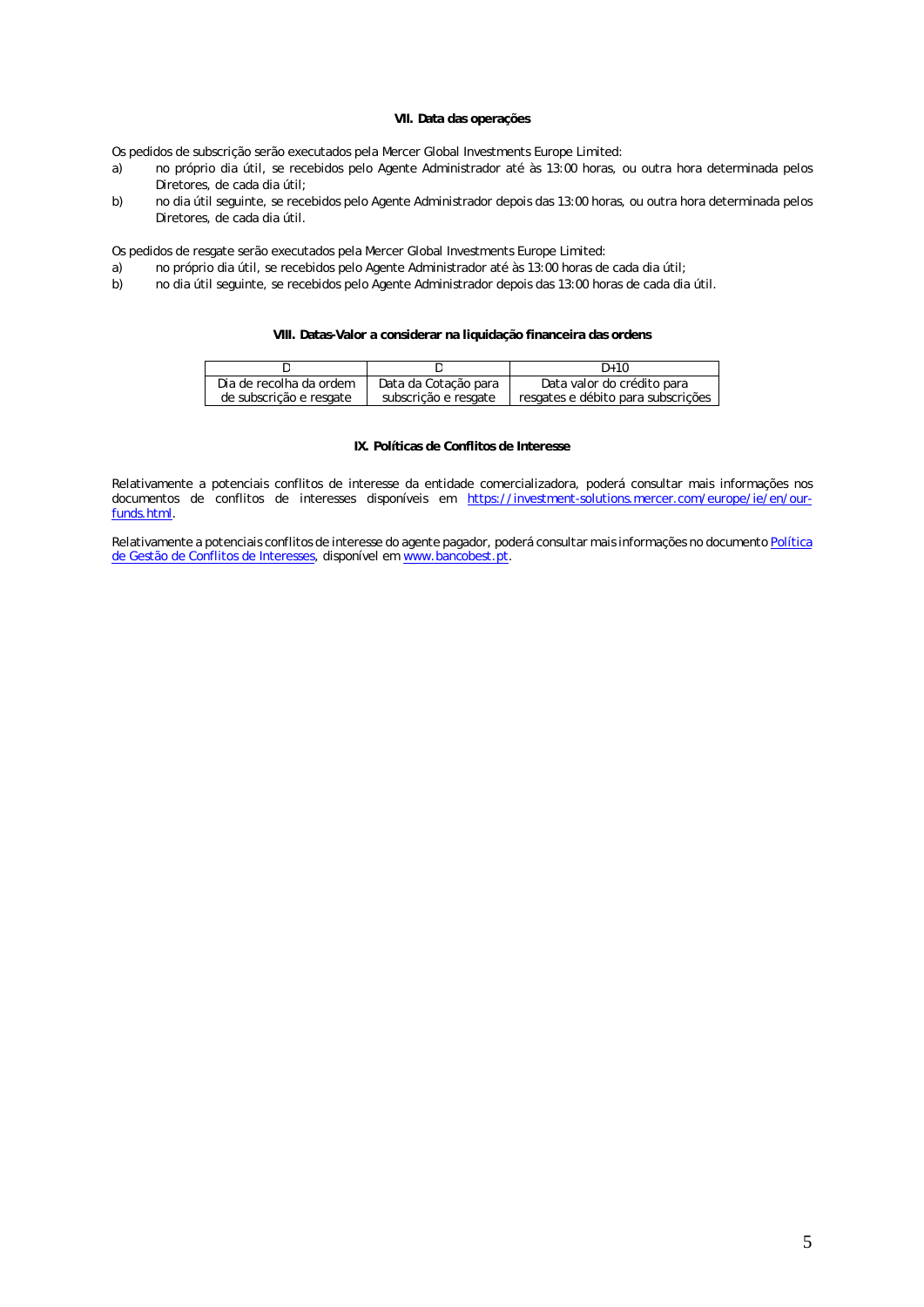### VII. Data das operações

Os pedidos de subscrição serão executados pela Mercer Global Investments Europe Limited:

a) no próprio dia útil, se recebidos pelo Agente Administrador até às 13:00 horas, ou outra hora determinada pelos Diretores, de cada dia útil;
b) no dia útil seguinte, se recebidos pelo Agente Administrador depois das 13:00 horas, ou outra hora determinada pelos Diretores, de cada dia útil.

Os pedidos de resgate serão executados pela Mercer Global Investments Europe Limited:

a) no próprio dia útil, se recebidos pelo Agente Administrador até às 13:00 horas de cada dia útil;
b) no dia útil seguinte, se recebidos pelo Agente Administrador depois das 13:00 horas de cada dia útil.

### VIII. Datas-Valor a considerar na liquidação financeira das ordens

| D | D | D+10 |
|---|---|---|
| Dia de recolha da ordem de subscrição e resgate | Data da Cotação para subscrição e resgate | Data valor do crédito para resgates e débito para subscrições |

### IX. Políticas de Conflitos de Interesse

Relativamente a potenciais conflitos de interesse da entidade comercializadora, poderá consultar mais informações nos documentos de conflitos de interesses disponíveis em [https://investment-solutions.mercer.com/europe/ie/en/our-funds.html](https://investment-solutions.mercer.com/europe/ie/en/our-funds.html).

Relativamente a potenciais conflitos de interesse do agente pagador, poderá consultar mais informações no documento Política de Gestão de Conflitos de Interesses, disponível em [www.bancobest.pt](www.bancobest.pt).